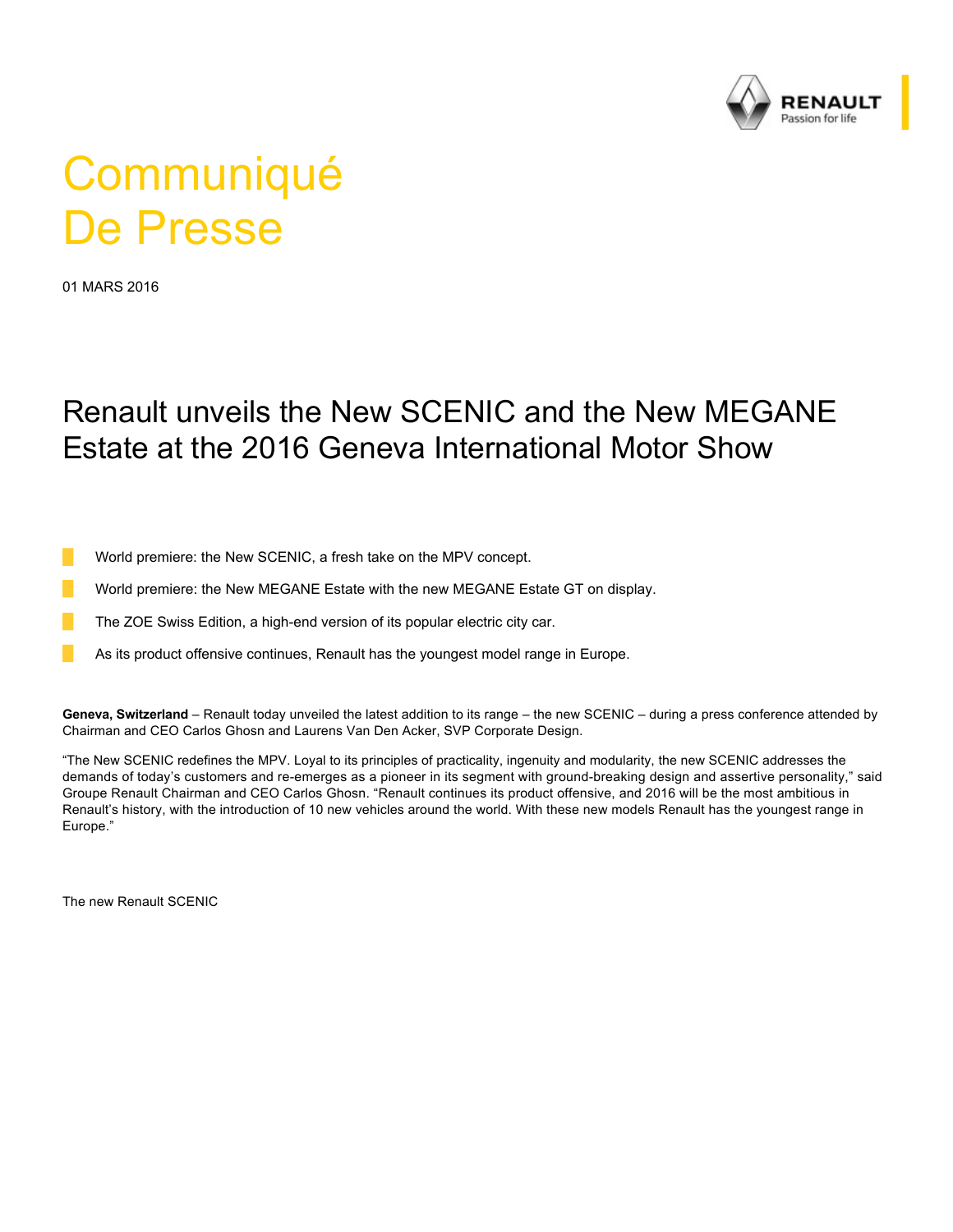# Communiqué De Presse

01 MARS 2016

## Renault unveils the New SCENIC and the New MEGANE Estate at the 2016 Geneva International Motor Show

- World premiere: the New SCENIC, a fresh take on the MPV concept.
- World premiere: the New MEGANE Estate with the new MEGANE Estate GT on display.
- The ZOE Swiss Edition, a high-end version of its popular electric city car.
- As its product offensive continues, Renault has the youngest model range in Europe.

**Geneva, Switzerland** – Renault today unveiled the latest addition to its range – the new SCENIC – during a press conference attended by Chairman and CEO Carlos Ghosn and Laurens Van Den Acker, SVP Corporate Design.

"The New SCENIC redefines the MPV. Loyal to its principles of practicality, ingenuity and modularity, the new SCENIC addresses the demands of today's customers and re-emerges as a pioneer in its segment with ground-breaking design and assertive personality," said Groupe Renault Chairman and CEO Carlos Ghosn. "Renault continues its product offensive, and 2016 will be the most ambitious in Renault's history, with the introduction of 10 new vehicles around the world. With these new models Renault has the youngest range in Europe."

The new Renault SCENIC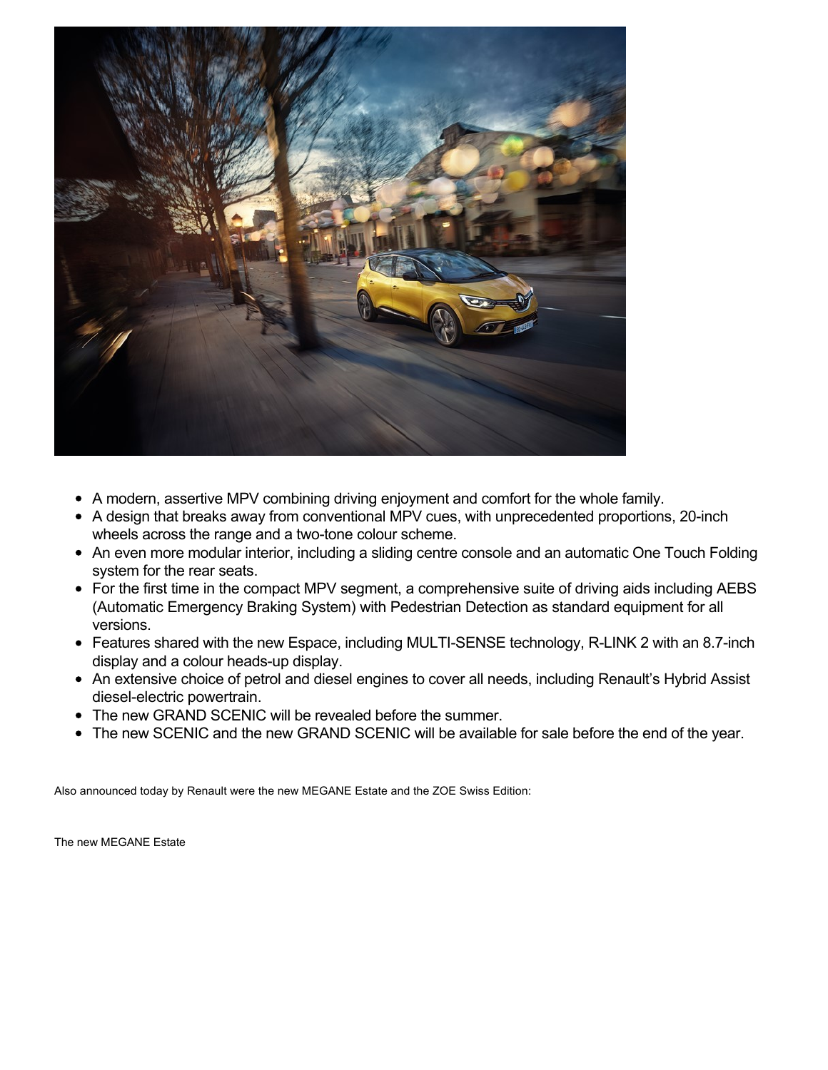- A modern, assertive MPV combining driving enjoyment and comfort for the whole family.
- A design that breaks away from conventional MPV cues, with unprecedented proportions, 20-inch wheels across the range and a two-tone colour scheme.
- An even more modular interior, including a sliding centre console and an automatic One Touch Folding system for the rear seats.
- For the first time in the compact MPV segment, a comprehensive suite of driving aids including AEBS (Automatic Emergency Braking System) with Pedestrian Detection as standard equipment for all versions.
- Features shared with the new Espace, including MULTI-SENSE technology, R-LINK 2 with an 8.7-inch display and a colour heads-up display.
- An extensive choice of petrol and diesel engines to cover all needs, including Renault's Hybrid Assist diesel-electric powertrain.
- The new GRAND SCENIC will be revealed before the summer.
- The new SCENIC and the new GRAND SCENIC will be available for sale before the end of the year.

Also announced today by Renault were the new MEGANE Estate and the ZOE Swiss Edition:

The new MEGANE Estate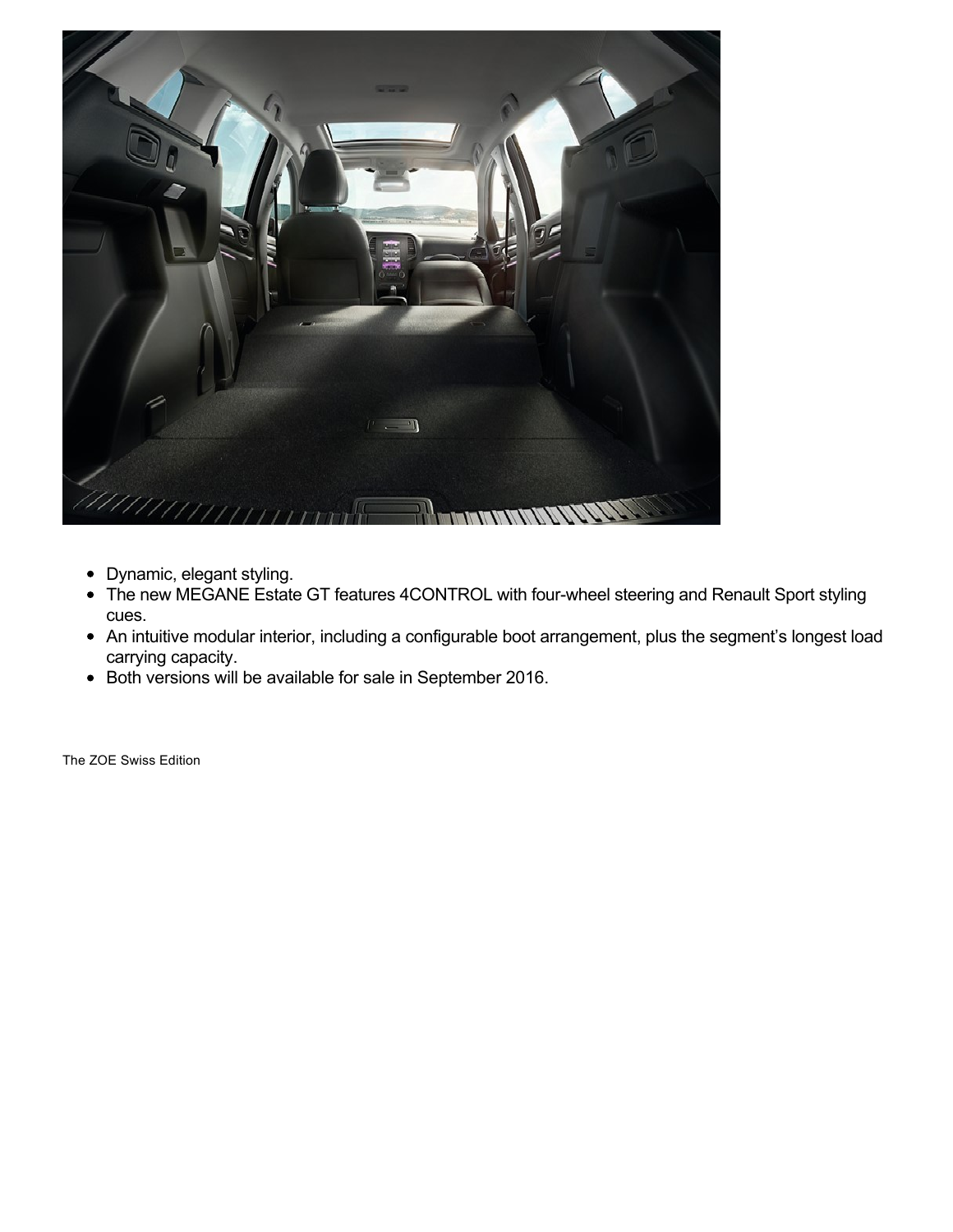- Dynamic, elegant styling.
- The new MEGANE Estate GT features 4CONTROL with four-wheel steering and Renault Sport styling cues.
- An intuitive modular interior, including a configurable boot arrangement, plus the segment's longest load carrying capacity.
- Both versions will be available for sale in September 2016.

The ZOE Swiss Edition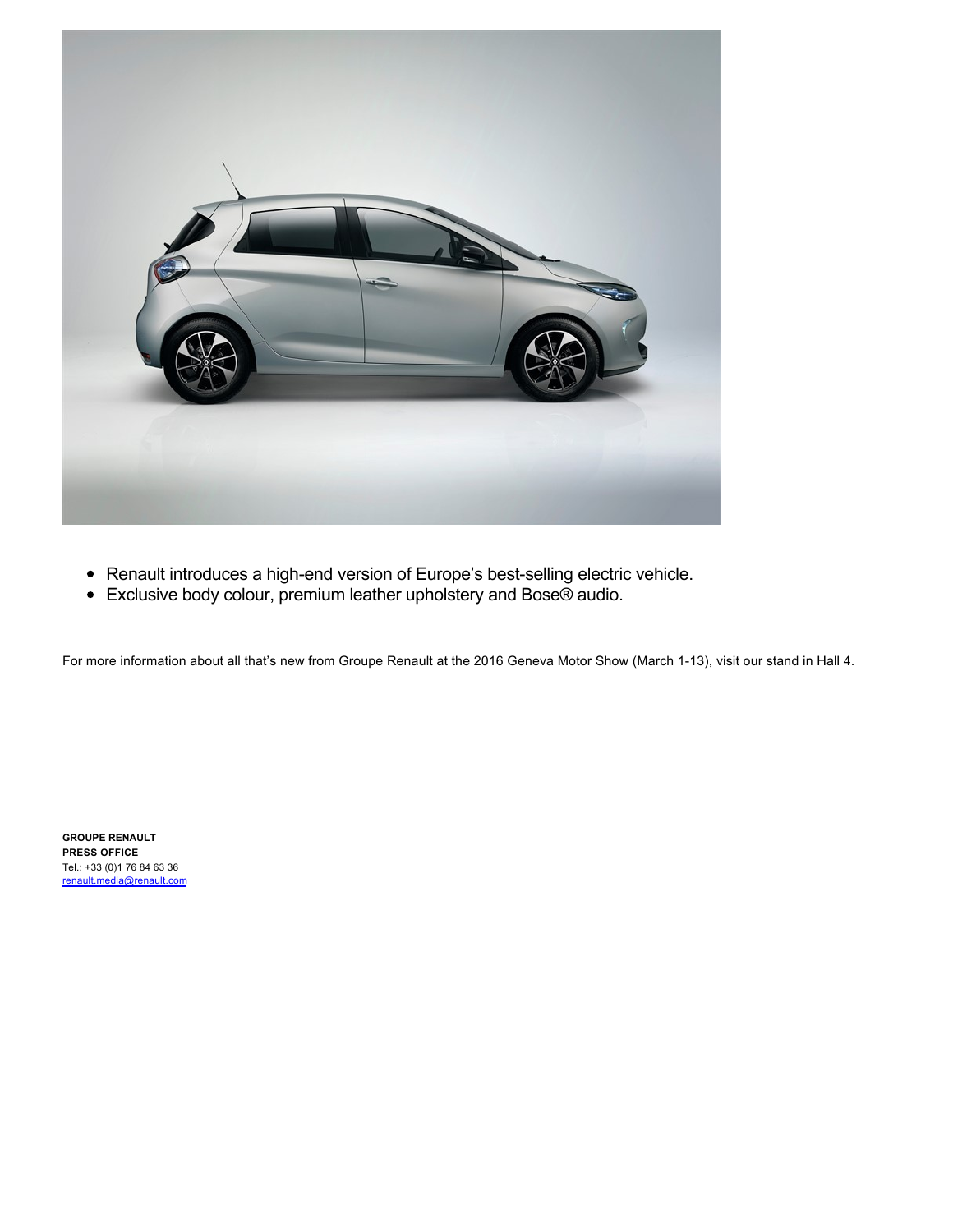- Renault introduces a high-end version of Europe's best-selling electric vehicle.
- Exclusive body colour, premium leather upholstery and Bose® audio.

For more information about all that's new from Groupe Renault at the 2016 Geneva Motor Show (March 1-13), visit our stand in Hall 4.

**GROUPE RENAULT**
**PRESS OFFICE**
Tel.: +33 (0)1 76 84 63 36
renault.media@renault.com